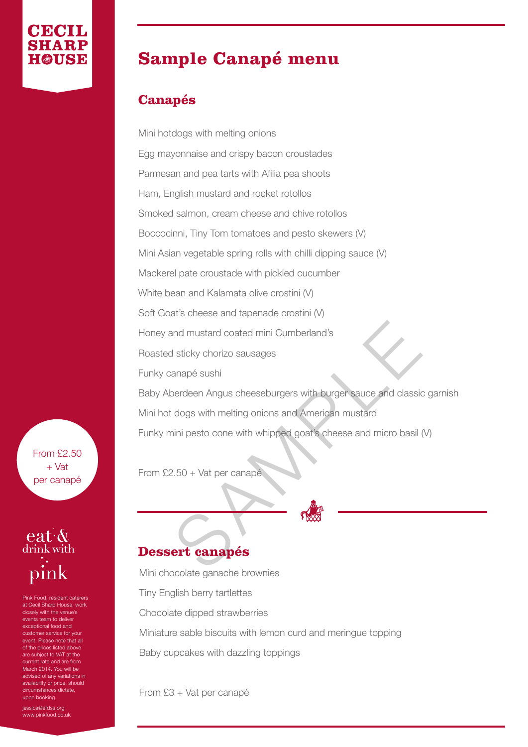CECIL SHARP HOUSE

# Sample Canapé menu

## Canapés

Mini hotdogs with melting onions

Egg mayonnaise and crispy bacon croustades

Parmesan and pea tarts with Afilia pea shoots

Ham, English mustard and rocket rotollos

Smoked salmon, cream cheese and chive rotollos

Boccocinni, Tiny Tom tomatoes and pesto skewers (V)

Mini Asian vegetable spring rolls with chilli dipping sauce (V)

Mackerel pate croustade with pickled cucumber

White bean and Kalamata olive crostini (V)

Soft Goat's cheese and tapenade crostini (V)

Honey and mustard coated mini Cumberland's

Roasted sticky chorizo sausages

Funky canapé sushi

Baby Aberdeen Angus cheeseburgers with burger sauce and classic garnish

Mini hot dogs with melting onions and American mustard

Funky mini pesto cone with whipped goat's cheese and micro basil (V)

From £2.50 + Vat per canapé

## Dessert canapés

Mini chocolate ganache brownies

Tiny English berry tartlettes

Chocolate dipped strawberries

Miniature sable biscuits with lemon curd and meringue topping

Baby cupcakes with dazzling toppings

From £3 + Vat per canapé

From £2.50 + Vat per canapé

eat & drink with pink

Pink Food, resident caterers at Cecil Sharp House, work closely with the venue's events team to deliver exceptional food and customer service for your event. Please note that all of the prices listed above are subject to VAT at the current rate and are from March 2014. You will be advised of any variations in availability or price, should circumstances dictate, upon booking.

jessica@efdss.org
www.pinkfood.co.uk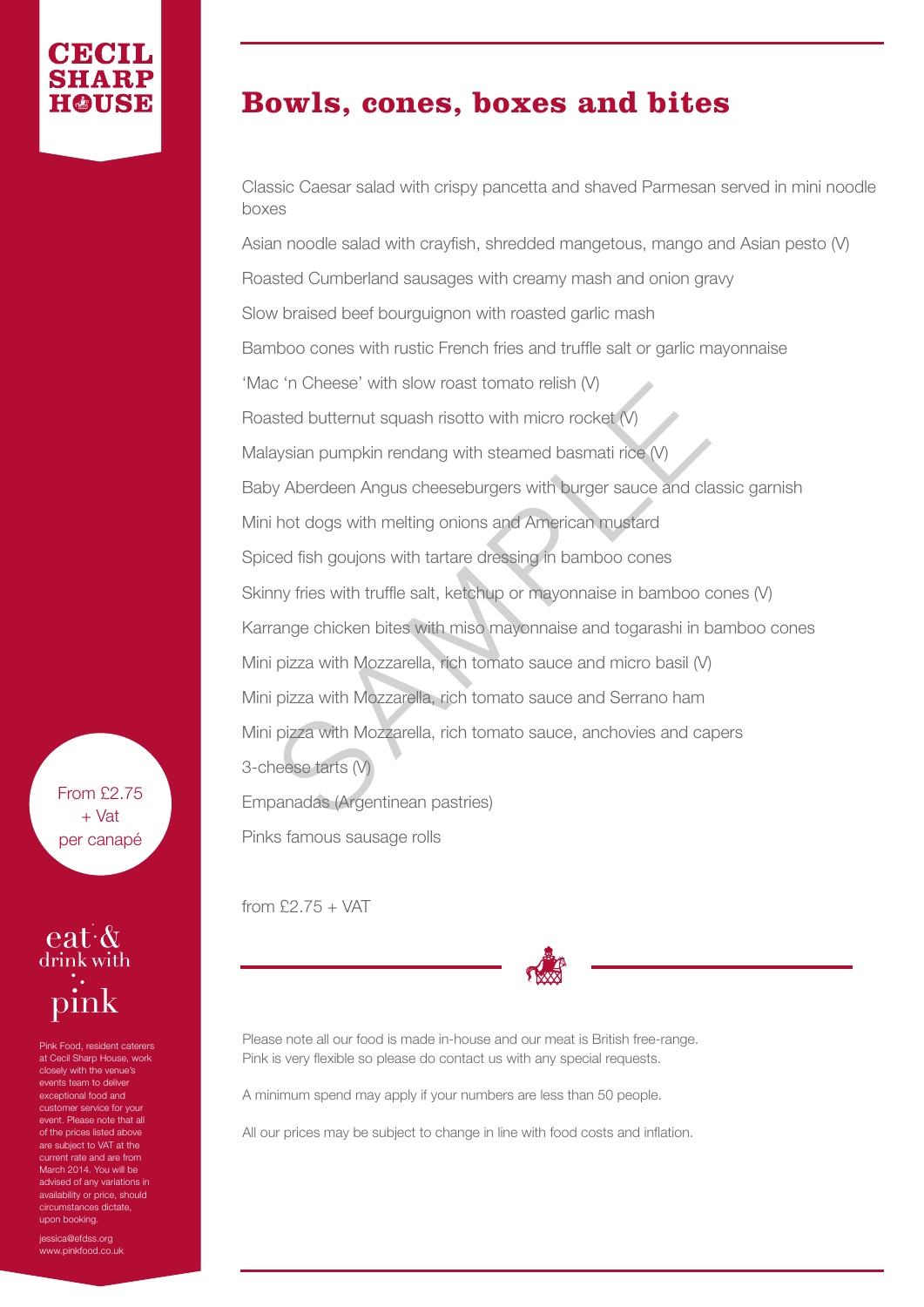CECIL SHARP HOUSE

# Bowls, cones, boxes and bites

Classic Caesar salad with crispy pancetta and shaved Parmesan served in mini noodle boxes

Asian noodle salad with crayfish, shredded mangetous, mango and Asian pesto (V)

Roasted Cumberland sausages with creamy mash and onion gravy

Slow braised beef bourguignon with roasted garlic mash

Bamboo cones with rustic French fries and truffle salt or garlic mayonnaise

'Mac 'n Cheese' with slow roast tomato relish (V)

Roasted butternut squash risotto with micro rocket (V)

Malaysian pumpkin rendang with steamed basmati rice (V)

Baby Aberdeen Angus cheeseburgers with burger sauce and classic garnish

Mini hot dogs with melting onions and American mustard

Spiced fish goujons with tartare dressing in bamboo cones

Skinny fries with truffle salt, ketchup or mayonnaise in bamboo cones (V)

Karrange chicken bites with miso mayonnaise and togarashi in bamboo cones

Mini pizza with Mozzarella, rich tomato sauce and micro basil (V)

Mini pizza with Mozzarella, rich tomato sauce and Serrano ham

Mini pizza with Mozzarella, rich tomato sauce, anchovies and capers

3-cheese tarts (V)

Empanadas (Argentinean pastries)

Pinks famous sausage rolls

from £2.75 + VAT

Please note all our food is made in-house and our meat is British free-range.
Pink is very flexible so please do contact us with any special requests.

A minimum spend may apply if your numbers are less than 50 people.

All our prices may be subject to change in line with food costs and inflation.

From £2.75 + Vat per canapé

eat & drink with pink

Pink Food, resident caterers at Cecil Sharp House, work closely with the venue's events team to deliver exceptional food and customer service for your event. Please note that all of the prices listed above are subject to VAT at the current rate and are from March 2014. You will be advised of any variations in availability or price, should circumstances dictate, upon booking.

jessica@efdss.org
www.pinkfood.co.uk